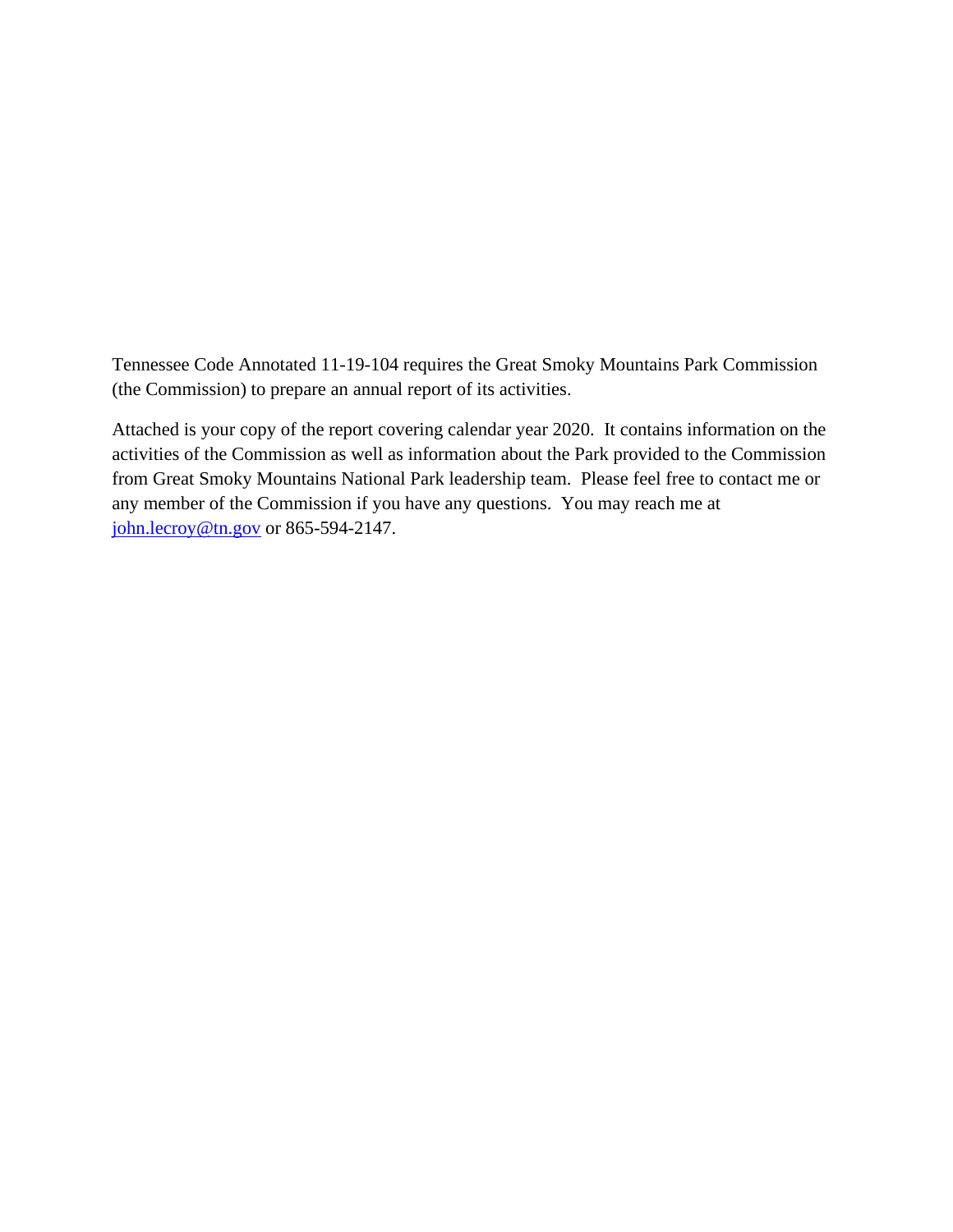Tennessee Code Annotated 11-19-104 requires the Great Smoky Mountains Park Commission (the Commission) to prepare an annual report of its activities.

Attached is your copy of the report covering calendar year 2020. It contains information on the activities of the Commission as well as information about the Park provided to the Commission from Great Smoky Mountains National Park leadership team. Please feel free to contact me or any member of the Commission if you have any questions. You may reach me at [john.lecroy@tn.gov](mailto:john.lecroy@tn.gov) or 865-594-2147.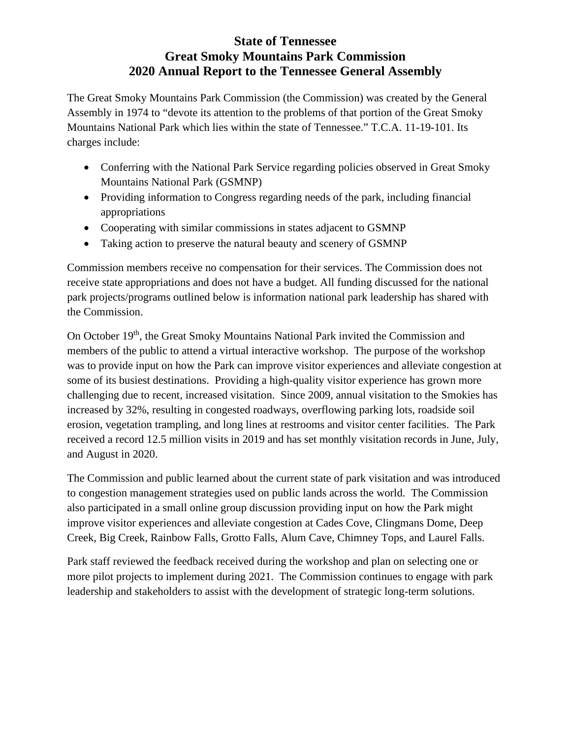# State of Tennessee
# Great Smoky Mountains Park Commission
# 2020 Annual Report to the Tennessee General Assembly

The Great Smoky Mountains Park Commission (the Commission) was created by the General Assembly in 1974 to "devote its attention to the problems of that portion of the Great Smoky Mountains National Park which lies within the state of Tennessee." T.C.A. 11-19-101. Its charges include:

- Conferring with the National Park Service regarding policies observed in Great Smoky Mountains National Park (GSMNP)
- Providing information to Congress regarding needs of the park, including financial appropriations
- Cooperating with similar commissions in states adjacent to GSMNP
- Taking action to preserve the natural beauty and scenery of GSMNP

Commission members receive no compensation for their services. The Commission does not receive state appropriations and does not have a budget. All funding discussed for the national park projects/programs outlined below is information national park leadership has shared with the Commission.

On October 19th, the Great Smoky Mountains National Park invited the Commission and members of the public to attend a virtual interactive workshop. The purpose of the workshop was to provide input on how the Park can improve visitor experiences and alleviate congestion at some of its busiest destinations. Providing a high-quality visitor experience has grown more challenging due to recent, increased visitation. Since 2009, annual visitation to the Smokies has increased by 32%, resulting in congested roadways, overflowing parking lots, roadside soil erosion, vegetation trampling, and long lines at restrooms and visitor center facilities. The Park received a record 12.5 million visits in 2019 and has set monthly visitation records in June, July, and August in 2020.

The Commission and public learned about the current state of park visitation and was introduced to congestion management strategies used on public lands across the world. The Commission also participated in a small online group discussion providing input on how the Park might improve visitor experiences and alleviate congestion at Cades Cove, Clingmans Dome, Deep Creek, Big Creek, Rainbow Falls, Grotto Falls, Alum Cave, Chimney Tops, and Laurel Falls.

Park staff reviewed the feedback received during the workshop and plan on selecting one or more pilot projects to implement during 2021. The Commission continues to engage with park leadership and stakeholders to assist with the development of strategic long-term solutions.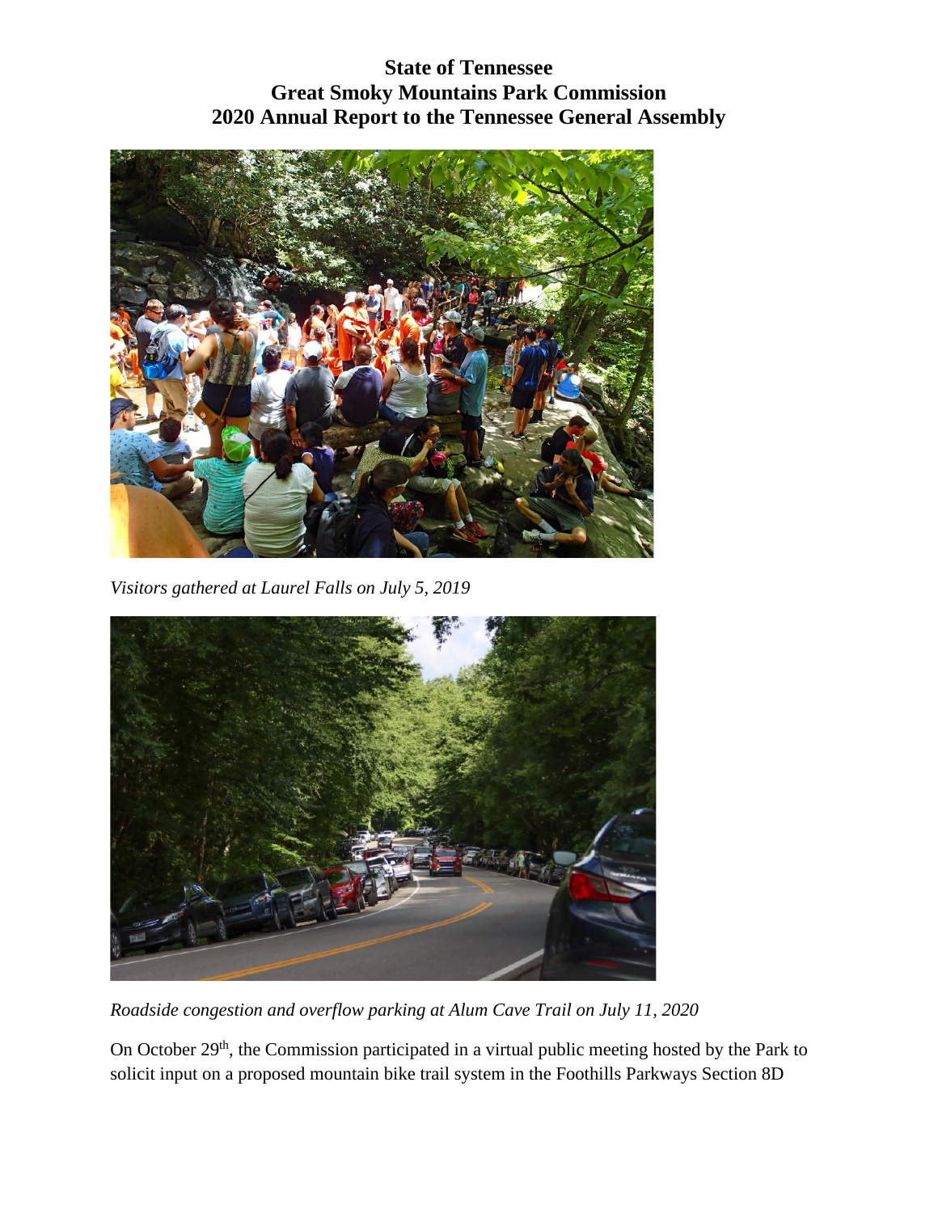**State of Tennessee**
**Great Smoky Mountains Park Commission**
**2020 Annual Report to the Tennessee General Assembly**

*Visitors gathered at Laurel Falls on July 5, 2019*

*Roadside congestion and overflow parking at Alum Cave Trail on July 11, 2020*

On October 29th, the Commission participated in a virtual public meeting hosted by the Park to solicit input on a proposed mountain bike trail system in the Foothills Parkways Section 8D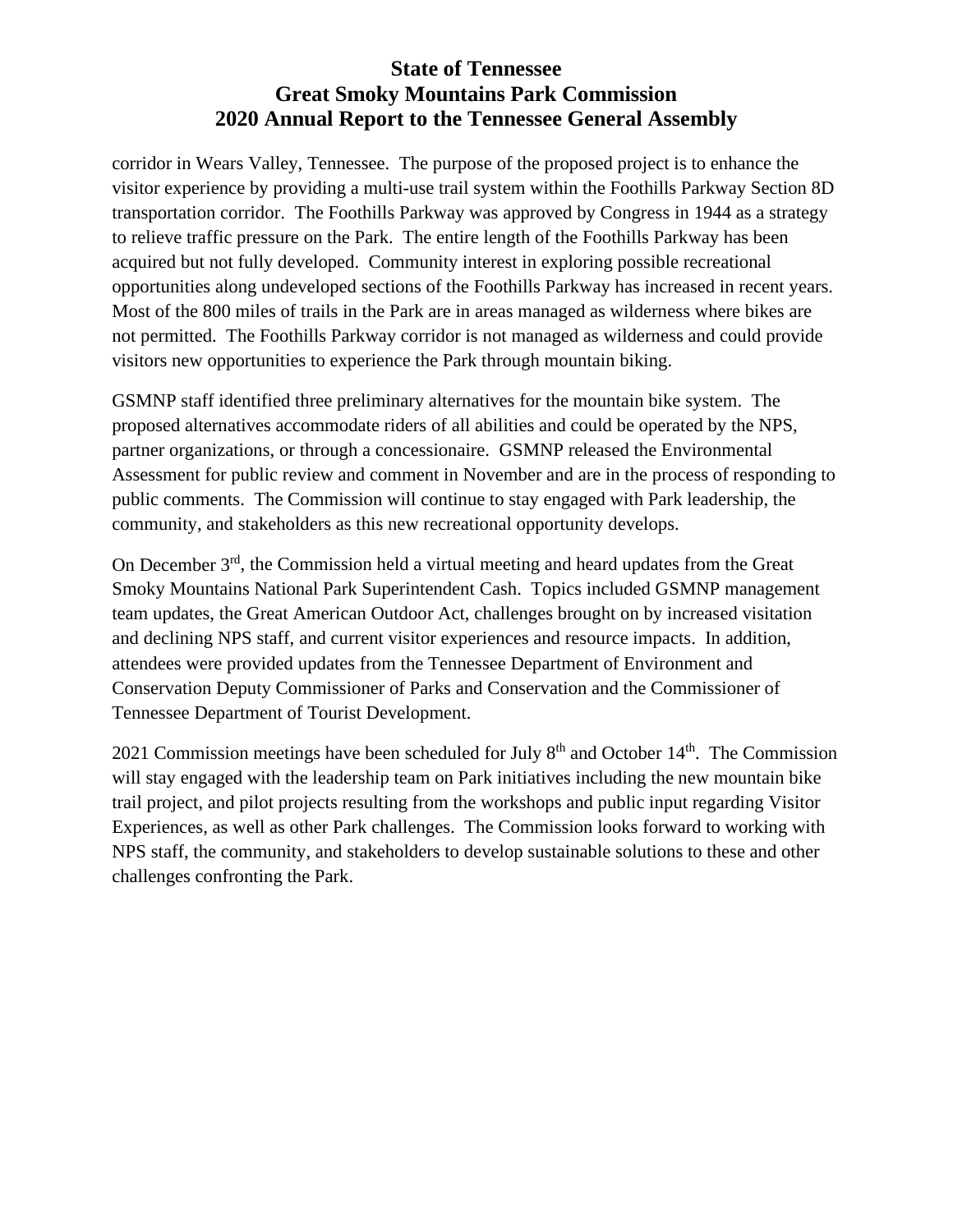corridor in Wears Valley, Tennessee. The purpose of the proposed project is to enhance the visitor experience by providing a multi-use trail system within the Foothills Parkway Section 8D transportation corridor. The Foothills Parkway was approved by Congress in 1944 as a strategy to relieve traffic pressure on the Park. The entire length of the Foothills Parkway has been acquired but not fully developed. Community interest in exploring possible recreational opportunities along undeveloped sections of the Foothills Parkway has increased in recent years. Most of the 800 miles of trails in the Park are in areas managed as wilderness where bikes are not permitted. The Foothills Parkway corridor is not managed as wilderness and could provide visitors new opportunities to experience the Park through mountain biking.

GSMNP staff identified three preliminary alternatives for the mountain bike system. The proposed alternatives accommodate riders of all abilities and could be operated by the NPS, partner organizations, or through a concessionaire. GSMNP released the Environmental Assessment for public review and comment in November and are in the process of responding to public comments. The Commission will continue to stay engaged with Park leadership, the community, and stakeholders as this new recreational opportunity develops.

On December 3rd, the Commission held a virtual meeting and heard updates from the Great Smoky Mountains National Park Superintendent Cash. Topics included GSMNP management team updates, the Great American Outdoor Act, challenges brought on by increased visitation and declining NPS staff, and current visitor experiences and resource impacts. In addition, attendees were provided updates from the Tennessee Department of Environment and Conservation Deputy Commissioner of Parks and Conservation and the Commissioner of Tennessee Department of Tourist Development.

2021 Commission meetings have been scheduled for July 8th and October 14th. The Commission will stay engaged with the leadership team on Park initiatives including the new mountain bike trail project, and pilot projects resulting from the workshops and public input regarding Visitor Experiences, as well as other Park challenges. The Commission looks forward to working with NPS staff, the community, and stakeholders to develop sustainable solutions to these and other challenges confronting the Park.